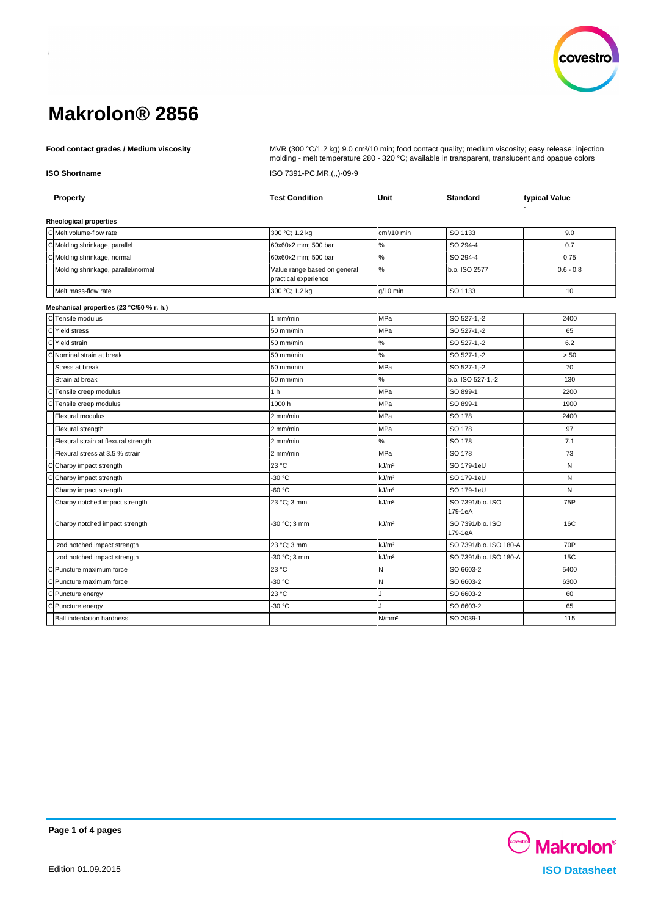# Makrolon® 2856

**Food contact grades / Medium viscosity**

MVR (300 °C/1.2 kg) 9.0 cm³/10 min; food contact quality; medium viscosity; easy release; injection molding - melt temperature 280 - 320 °C; available in transparent, translucent and opaque colors

**ISO Shortname**

ISO 7391-PC,MR,(,,)-09-9

| | Property | Test Condition | Unit | Standard | typical Value |
|---|---|---|---|---|---|
| | **Rheological properties** | | | | |
| C | Melt volume-flow rate | 300 °C; 1.2 kg | cm³/10 min | ISO 1133 | 9.0 |
| C | Molding shrinkage, parallel | 60x60x2 mm; 500 bar | % | ISO 294-4 | 0.7 |
| C | Molding shrinkage, normal | 60x60x2 mm; 500 bar | % | ISO 294-4 | 0.75 |
| | Molding shrinkage, parallel/normal | Value range based on general practical experience | % | b.o. ISO 2577 | 0.6 - 0.8 |
| | Melt mass-flow rate | 300 °C; 1.2 kg | g/10 min | ISO 1133 | 10 |
| | **Mechanical properties (23 °C/50 % r. h.)** | | | | |
| C | Tensile modulus | 1 mm/min | MPa | ISO 527-1,-2 | 2400 |
| C | Yield stress | 50 mm/min | MPa | ISO 527-1,-2 | 65 |
| C | Yield strain | 50 mm/min | % | ISO 527-1,-2 | 6.2 |
| C | Nominal strain at break | 50 mm/min | % | ISO 527-1,-2 | > 50 |
| | Stress at break | 50 mm/min | MPa | ISO 527-1,-2 | 70 |
| | Strain at break | 50 mm/min | % | b.o. ISO 527-1,-2 | 130 |
| C | Tensile creep modulus | 1 h | MPa | ISO 899-1 | 2200 |
| C | Tensile creep modulus | 1000 h | MPa | ISO 899-1 | 1900 |
| | Flexural modulus | 2 mm/min | MPa | ISO 178 | 2400 |
| | Flexural strength | 2 mm/min | MPa | ISO 178 | 97 |
| | Flexural strain at flexural strength | 2 mm/min | % | ISO 178 | 7.1 |
| | Flexural stress at 3.5 % strain | 2 mm/min | MPa | ISO 178 | 73 |
| C | Charpy impact strength | 23 °C | kJ/m² | ISO 179-1eU | N |
| C | Charpy impact strength | -30 °C | kJ/m² | ISO 179-1eU | N |
| | Charpy impact strength | -60 °C | kJ/m² | ISO 179-1eU | N |
| | Charpy notched impact strength | 23 °C; 3 mm | kJ/m² | ISO 7391/b.o. ISO 179-1eA | 75P |
| | Charpy notched impact strength | -30 °C; 3 mm | kJ/m² | ISO 7391/b.o. ISO 179-1eA | 16C |
| | Izod notched impact strength | 23 °C; 3 mm | kJ/m² | ISO 7391/b.o. ISO 180-A | 70P |
| | Izod notched impact strength | -30 °C; 3 mm | kJ/m² | ISO 7391/b.o. ISO 180-A | 15C |
| C | Puncture maximum force | 23 °C | N | ISO 6603-2 | 5400 |
| C | Puncture maximum force | -30 °C | N | ISO 6603-2 | 6300 |
| C | Puncture energy | 23 °C | J | ISO 6603-2 | 60 |
| C | Puncture energy | -30 °C | J | ISO 6603-2 | 65 |
| | Ball indentation hardness | | N/mm² | ISO 2039-1 | 115 |

Edition 01.09.2015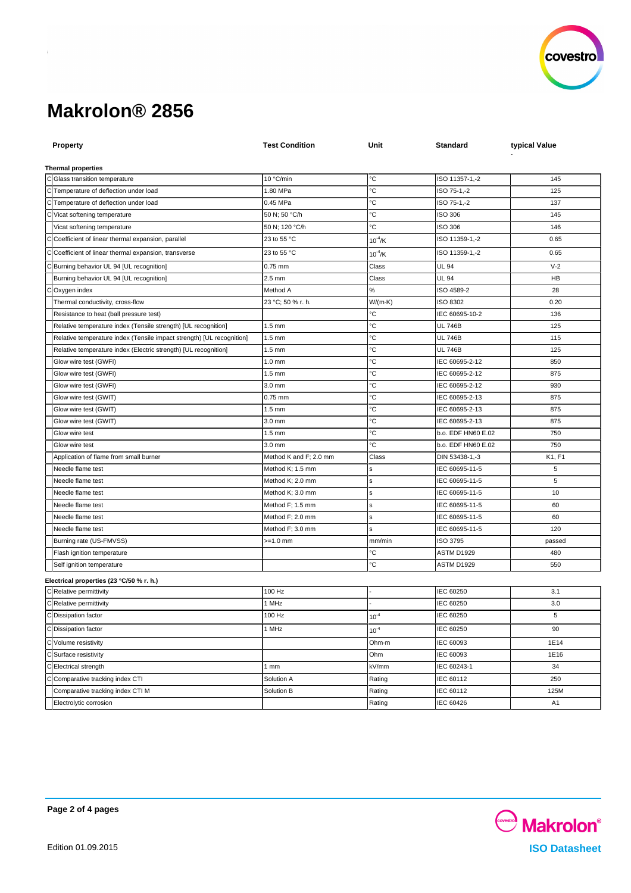# Makrolon® 2856

| | Property | Test Condition | Unit | Standard | typical Value |
|---|---|---|---|---|---|
| | **Thermal properties** | | | | |
| C | Glass transition temperature | 10 °C/min | °C | ISO 11357-1,-2 | 145 |
| C | Temperature of deflection under load | 1.80 MPa | °C | ISO 75-1,-2 | 125 |
| C | Temperature of deflection under load | 0.45 MPa | °C | ISO 75-1,-2 | 137 |
| C | Vicat softening temperature | 50 N; 50 °C/h | °C | ISO 306 | 145 |
| | Vicat softening temperature | 50 N; 120 °C/h | °C | ISO 306 | 146 |
| C | Coefficient of linear thermal expansion, parallel | 23 to 55 °C | $10^{-4}$/K | ISO 11359-1,-2 | 0.65 |
| C | Coefficient of linear thermal expansion, transverse | 23 to 55 °C | $10^{-4}$/K | ISO 11359-1,-2 | 0.65 |
| C | Burning behavior UL 94 [UL recognition] | 0.75 mm | Class | UL 94 | V-2 |
| | Burning behavior UL 94 [UL recognition] | 2.5 mm | Class | UL 94 | HB |
| C | Oxygen index | Method A | % | ISO 4589-2 | 28 |
| | Thermal conductivity, cross-flow | 23 °C; 50 % r. h. | W/(m·K) | ISO 8302 | 0.20 |
| | Resistance to heat (ball pressure test) | | °C | IEC 60695-10-2 | 136 |
| | Relative temperature index (Tensile strength) [UL recognition] | 1.5 mm | °C | UL 746B | 125 |
| | Relative temperature index (Tensile impact strength) [UL recognition] | 1.5 mm | °C | UL 746B | 115 |
| | Relative temperature index (Electric strength) [UL recognition] | 1.5 mm | °C | UL 746B | 125 |
| | Glow wire test (GWFI) | 1.0 mm | °C | IEC 60695-2-12 | 850 |
| | Glow wire test (GWFI) | 1.5 mm | °C | IEC 60695-2-12 | 875 |
| | Glow wire test (GWFI) | 3.0 mm | °C | IEC 60695-2-12 | 930 |
| | Glow wire test (GWIT) | 0.75 mm | °C | IEC 60695-2-13 | 875 |
| | Glow wire test (GWIT) | 1.5 mm | °C | IEC 60695-2-13 | 875 |
| | Glow wire test (GWIT) | 3.0 mm | °C | IEC 60695-2-13 | 875 |
| | Glow wire test | 1.5 mm | °C | b.o. EDF HN60 E.02 | 750 |
| | Glow wire test | 3.0 mm | °C | b.o. EDF HN60 E.02 | 750 |
| | Application of flame from small burner | Method K and F; 2.0 mm | Class | DIN 53438-1,-3 | K1, F1 |
| | Needle flame test | Method K; 1.5 mm | s | IEC 60695-11-5 | 5 |
| | Needle flame test | Method K; 2.0 mm | s | IEC 60695-11-5 | 5 |
| | Needle flame test | Method K; 3.0 mm | s | IEC 60695-11-5 | 10 |
| | Needle flame test | Method F; 1.5 mm | s | IEC 60695-11-5 | 60 |
| | Needle flame test | Method F; 2.0 mm | s | IEC 60695-11-5 | 60 |
| | Needle flame test | Method F; 3.0 mm | s | IEC 60695-11-5 | 120 |
| | Burning rate (US-FMVSS) | >=1.0 mm | mm/min | ISO 3795 | passed |
| | Flash ignition temperature | | °C | ASTM D1929 | 480 |
| | Self ignition temperature | | °C | ASTM D1929 | 550 |
| | **Electrical properties (23 °C/50 % r. h.)** | | | | |
| C | Relative permittivity | 100 Hz | - | IEC 60250 | 3.1 |
| C | Relative permittivity | 1 MHz | - | IEC 60250 | 3.0 |
| C | Dissipation factor | 100 Hz | $10^{-4}$ | IEC 60250 | 5 |
| C | Dissipation factor | 1 MHz | $10^{-4}$ | IEC 60250 | 90 |
| C | Volume resistivity | | Ohm·m | IEC 60093 | 1E14 |
| C | Surface resistivity | | Ohm | IEC 60093 | 1E16 |
| C | Electrical strength | 1 mm | kV/mm | IEC 60243-1 | 34 |
| C | Comparative tracking index CTI | Solution A | Rating | IEC 60112 | 250 |
| | Comparative tracking index CTI M | Solution B | Rating | IEC 60112 | 125M |
| | Electrolytic corrosion | | Rating | IEC 60426 | A1 |

Edition 01.09.2015

Makrolon® ISO Datasheet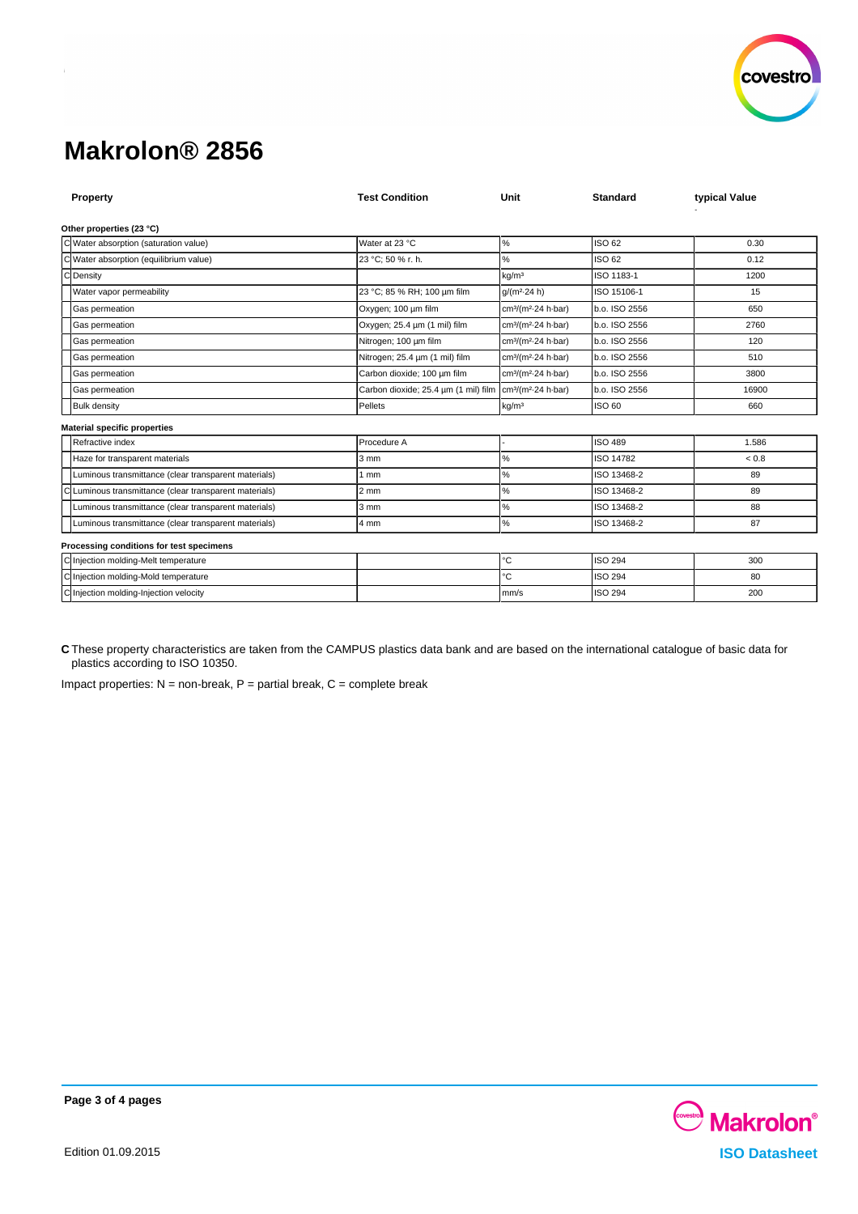# Makrolon® 2856

| | Property | Test Condition | Unit | Standard | typical Value |
|---|---|---|---|---|---|
| **Other properties (23 °C)** | | | | | |
| C | Water absorption (saturation value) | Water at 23 °C | % | ISO 62 | 0.30 |
| C | Water absorption (equilibrium value) | 23 °C; 50 % r. h. | % | ISO 62 | 0.12 |
| C | Density | | kg/m³ | ISO 1183-1 | 1200 |
| | Water vapor permeability | 23 °C; 85 % RH; 100 µm film | g/(m²·24 h) | ISO 15106-1 | 15 |
| | Gas permeation | Oxygen; 100 µm film | cm³/(m²·24 h·bar) | b.o. ISO 2556 | 650 |
| | Gas permeation | Oxygen; 25.4 µm (1 mil) film | cm³/(m²·24 h·bar) | b.o. ISO 2556 | 2760 |
| | Gas permeation | Nitrogen; 100 µm film | cm³/(m²·24 h·bar) | b.o. ISO 2556 | 120 |
| | Gas permeation | Nitrogen; 25.4 µm (1 mil) film | cm³/(m²·24 h·bar) | b.o. ISO 2556 | 510 |
| | Gas permeation | Carbon dioxide; 100 µm film | cm³/(m²·24 h·bar) | b.o. ISO 2556 | 3800 |
| | Gas permeation | Carbon dioxide; 25.4 µm (1 mil) film | cm³/(m²·24 h·bar) | b.o. ISO 2556 | 16900 |
| | Bulk density | Pellets | kg/m³ | ISO 60 | 660 |
| **Material specific properties** | | | | | |
| | Refractive index | Procedure A | - | ISO 489 | 1.586 |
| | Haze for transparent materials | 3 mm | % | ISO 14782 | < 0.8 |
| | Luminous transmittance (clear transparent materials) | 1 mm | % | ISO 13468-2 | 89 |
| C | Luminous transmittance (clear transparent materials) | 2 mm | % | ISO 13468-2 | 89 |
| | Luminous transmittance (clear transparent materials) | 3 mm | % | ISO 13468-2 | 88 |
| | Luminous transmittance (clear transparent materials) | 4 mm | % | ISO 13468-2 | 87 |
| **Processing conditions for test specimens** | | | | | |
| C | Injection molding-Melt temperature | | °C | ISO 294 | 300 |
| C | Injection molding-Mold temperature | | °C | ISO 294 | 80 |
| C | Injection molding-Injection velocity | | mm/s | ISO 294 | 200 |

**C** These property characteristics are taken from the CAMPUS plastics data bank and are based on the international catalogue of basic data for plastics according to ISO 10350.

Impact properties: N = non-break, P = partial break, C = complete break

Edition 01.09.2015

Makrolon® ISO Datasheet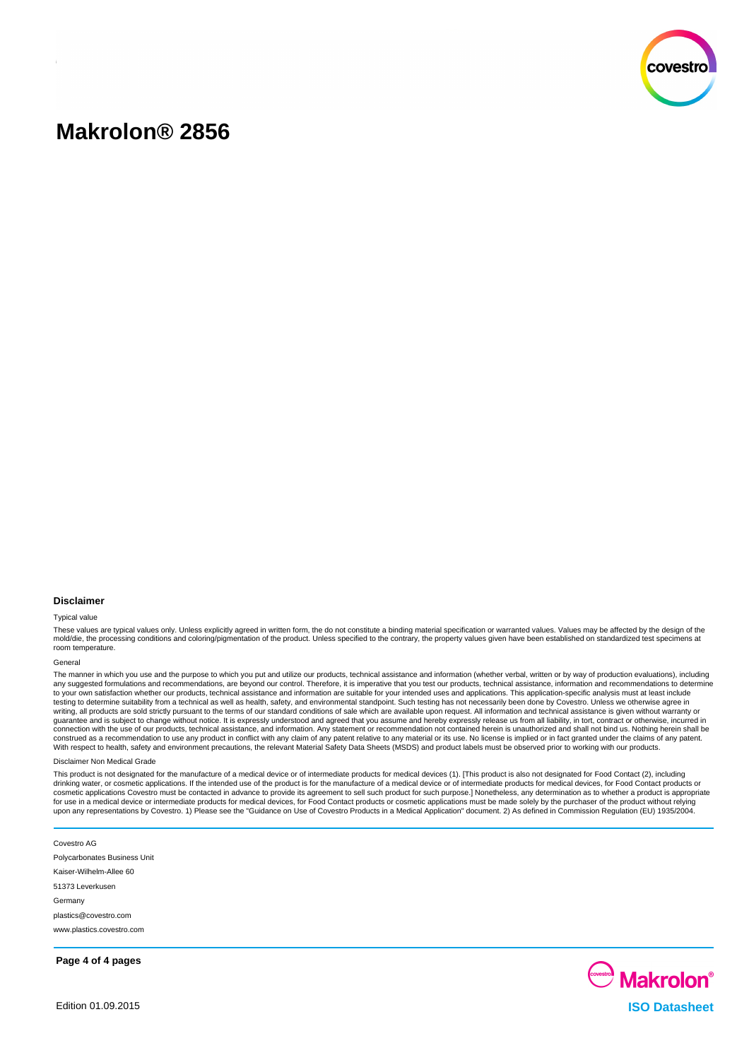# Makrolon® 2856

### Disclaimer

Typical value

These values are typical values only. Unless explicitly agreed in written form, the do not constitute a binding material specification or warranted values. Values may be affected by the design of the mold/die, the processing conditions and coloring/pigmentation of the product. Unless specified to the contrary, the property values given have been established on standardized test specimens at room temperature.

General

The manner in which you use and the purpose to which you put and utilize our products, technical assistance and information (whether verbal, written or by way of production evaluations), including any suggested formulations and recommendations, are beyond our control. Therefore, it is imperative that you test our products, technical assistance, information and recommendations to determine to your own satisfaction whether our products, technical assistance and information are suitable for your intended uses and applications. This application-specific analysis must at least include testing to determine suitability from a technical as well as health, safety, and environmental standpoint. Such testing has not necessarily been done by Covestro. Unless we otherwise agree in writing, all products are sold strictly pursuant to the terms of our standard conditions of sale which are available upon request. All information and technical assistance is given without warranty or guarantee and is subject to change without notice. It is expressly understood and agreed that you assume and hereby expressly release us from all liability, in tort, contract or otherwise, incurred in connection with the use of our products, technical assistance, and information. Any statement or recommendation not contained herein is unauthorized and shall not bind us. Nothing herein shall be construed as a recommendation to use any product in conflict with any claim of any patent relative to any material or its use. No license is implied or in fact granted under the claims of any patent. With respect to health, safety and environment precautions, the relevant Material Safety Data Sheets (MSDS) and product labels must be observed prior to working with our products.

Disclaimer Non Medical Grade

This product is not designated for the manufacture of a medical device or of intermediate products for medical devices (1). [This product is also not designated for Food Contact (2), including drinking water, or cosmetic applications. If the intended use of the product is for the manufacture of a medical device or of intermediate products for medical devices, for Food Contact products or cosmetic applications Covestro must be contacted in advance to provide its agreement to sell such product for such purpose.] Nonetheless, any determination as to whether a product is appropriate for use in a medical device or intermediate products for medical devices, for Food Contact products or cosmetic applications must be made solely by the purchaser of the product without relying upon any representations by Covestro. 1) Please see the "Guidance on Use of Covestro Products in a Medical Application" document. 2) As defined in Commission Regulation (EU) 1935/2004.

Covestro AG

Polycarbonates Business Unit

Kaiser-Wilhelm-Allee 60

51373 Leverkusen

Germany

plastics@covestro.com

www.plastics.covestro.com

Edition 01.09.2015

Makrolon® ISO Datasheet